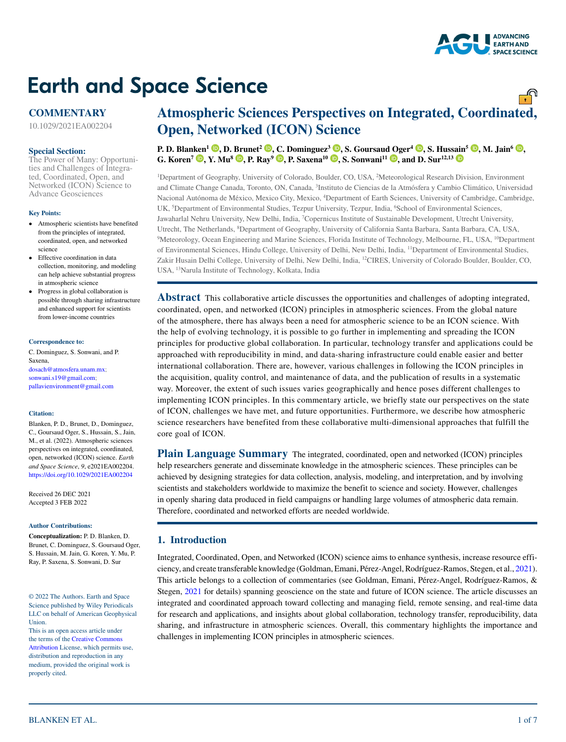# Earth and Space Science

**COMMENTARY**

10.1029/2021EA002204

**Special Section:**

The Power of Many: Opportunities and Challenges of Integrated, Coordinated, Open, and Networked (ICON) Science to Advance Geosciences

# Atmospheric Sciences Perspectives on Integrated, Coordinated, Open, Networked (ICON) Science

**P. D. Blanken[1], D. Brunet[2], C. Dominguez[3], S. Goursaud Oger[4], S. Hussain[5], M. Jain[6], G. Koren[7], Y. Mu[8], P. Ray[9], P. Saxena[10], S. Sonwani[11], and D. Sur[12,13]**

[1]Department of Geography, University of Colorado, Boulder, CO, USA, [2]Meteorological Research Division, Environment and Climate Change Canada, Toronto, ON, Canada, [3]Instituto de Ciencias de la Atmósfera y Cambio Climático, Universidad Nacional Autónoma de México, Mexico City, Mexico, [4]Department of Earth Sciences, University of Cambridge, Cambridge, UK, [5]Department of Environmental Studies, Tezpur University, Tezpur, India, [6]School of Environmental Sciences, Jawaharlal Nehru University, New Delhi, India, [7]Copernicus Institute of Sustainable Development, Utrecht University, Utrecht, The Netherlands, [8]Department of Geography, University of California Santa Barbara, Santa Barbara, CA, USA, [9]Meteorology, Ocean Engineering and Marine Sciences, Florida Institute of Technology, Melbourne, FL, USA, [10]Department of Environmental Sciences, Hindu College, University of Delhi, New Delhi, India, [11]Department of Environmental Studies, Zakir Husain Delhi College, University of Delhi, New Delhi, India, [12]CIRES, University of Colorado Boulder, Boulder, CO, USA, [13]Narula Institute of Technology, Kolkata, India

**Key Points:**

- Atmospheric scientists have benefited from the principles of integrated, coordinated, open, and networked science
- Effective coordination in data collection, monitoring, and modeling can help achieve substantial progress in atmospheric science
- Progress in global collaboration is possible through sharing infrastructure and enhanced support for scientists from lower-income countries

**Correspondence to:**

C. Dominguez, S. Sonwani, and P. Saxena,
dosach@atmosfera.unam.mx;
sonwani.s19@gmail.com;
pallavienvironment@gmail.com

**Citation:**

Blanken, P. D., Brunet, D., Dominguez, C., Goursaud Oger, S., Hussain, S., Jain, M., et al. (2022). Atmospheric sciences perspectives on integrated, coordinated, open, networked (ICON) science. *Earth and Space Science*, *9*, e2021EA002204. https://doi.org/10.1029/2021EA002204

Received 26 DEC 2021
Accepted 3 FEB 2022

**Author Contributions:**

**Conceptualization:** P. D. Blanken, D. Brunet, C. Dominguez, S. Goursaud Oger, S. Hussain, M. Jain, G. Koren, Y. Mu, P. Ray, P. Saxena, S. Sonwani, D. Sur

© 2022 The Authors. Earth and Space Science published by Wiley Periodicals LLC on behalf of American Geophysical Union.
This is an open access article under the terms of the Creative Commons Attribution License, which permits use, distribution and reproduction in any medium, provided the original work is properly cited.

## Abstract

This collaborative article discusses the opportunities and challenges of adopting integrated, coordinated, open, and networked (ICON) principles in atmospheric sciences. From the global nature of the atmosphere, there has always been a need for atmospheric science to be an ICON science. With the help of evolving technology, it is possible to go further in implementing and spreading the ICON principles for productive global collaboration. In particular, technology transfer and applications could be approached with reproducibility in mind, and data-sharing infrastructure could enable easier and better international collaboration. There are, however, various challenges in following the ICON principles in the acquisition, quality control, and maintenance of data, and the publication of results in a systematic way. Moreover, the extent of such issues varies geographically and hence poses different challenges to implementing ICON principles. In this commentary article, we briefly state our perspectives on the state of ICON, challenges we have met, and future opportunities. Furthermore, we describe how atmospheric science researchers have benefited from these collaborative multi-dimensional approaches that fulfill the core goal of ICON.

## Plain Language Summary

The integrated, coordinated, open and networked (ICON) principles help researchers generate and disseminate knowledge in the atmospheric sciences. These principles can be achieved by designing strategies for data collection, analysis, modeling, and interpretation, and by involving scientists and stakeholders worldwide to maximize the benefit to science and society. However, challenges in openly sharing data produced in field campaigns or handling large volumes of atmospheric data remain. Therefore, coordinated and networked efforts are needed worldwide.

## 1. Introduction

Integrated, Coordinated, Open, and Networked (ICON) science aims to enhance synthesis, increase resource efficiency, and create transferable knowledge (Goldman, Emani, Pérez-Angel, Rodríguez-Ramos, Stegen, et al., 2021). This article belongs to a collection of commentaries (see Goldman, Emani, Pérez-Angel, Rodríguez-Ramos, & Stegen, 2021 for details) spanning geoscience on the state and future of ICON science. The article discusses an integrated and coordinated approach toward collecting and managing field, remote sensing, and real-time data for research and applications, and insights about global collaboration, technology transfer, reproducibility, data sharing, and infrastructure in atmospheric sciences. Overall, this commentary highlights the importance and challenges in implementing ICON principles in atmospheric sciences.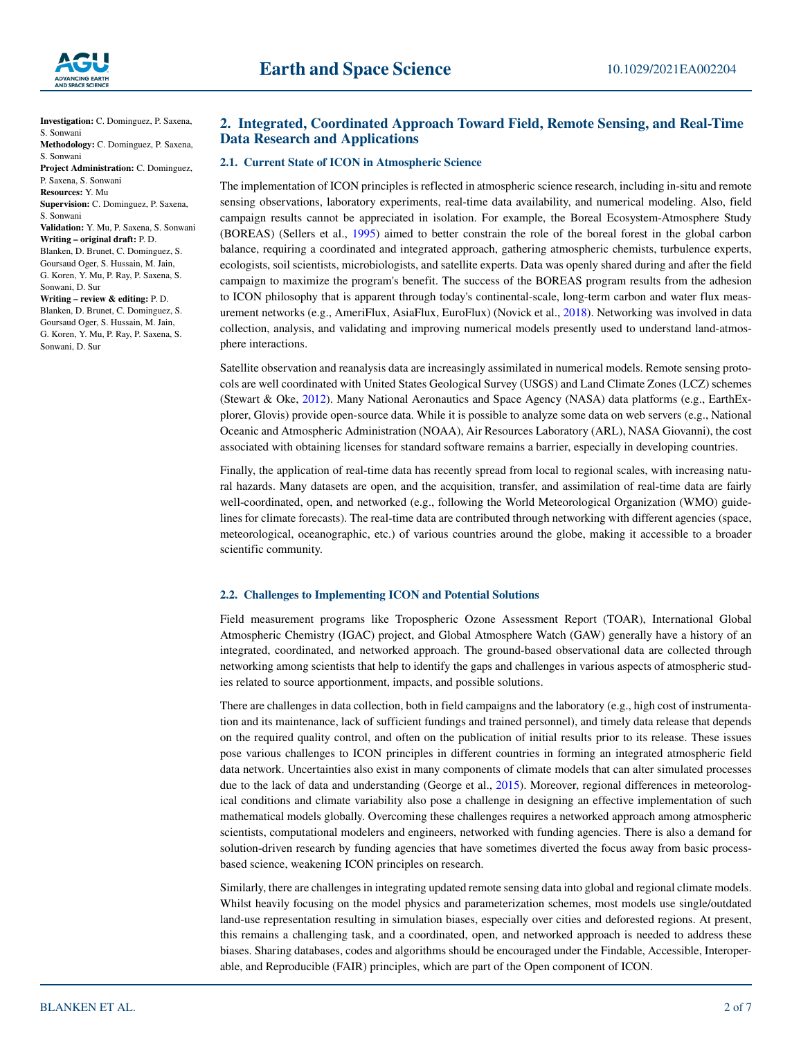**Investigation:** C. Dominguez, P. Saxena, S. Sonwani
**Methodology:** C. Dominguez, P. Saxena, S. Sonwani
**Project Administration:** C. Dominguez, P. Saxena, S. Sonwani
**Resources:** Y. Mu
**Supervision:** C. Dominguez, P. Saxena, S. Sonwani
**Validation:** Y. Mu, P. Saxena, S. Sonwani
**Writing – original draft:** P. D. Blanken, D. Brunet, C. Dominguez, S. Goursaud Oger, S. Hussain, M. Jain, G. Koren, Y. Mu, P. Ray, P. Saxena, S. Sonwani, D. Sur
**Writing – review & editing:** P. D. Blanken, D. Brunet, C. Dominguez, S. Goursaud Oger, S. Hussain, M. Jain, G. Koren, Y. Mu, P. Ray, P. Saxena, S. Sonwani, D. Sur

## 2. Integrated, Coordinated Approach Toward Field, Remote Sensing, and Real-Time Data Research and Applications

### 2.1. Current State of ICON in Atmospheric Science

The implementation of ICON principles is reflected in atmospheric science research, including in-situ and remote sensing observations, laboratory experiments, real-time data availability, and numerical modeling. Also, field campaign results cannot be appreciated in isolation. For example, the Boreal Ecosystem-Atmosphere Study (BOREAS) (Sellers et al., 1995) aimed to better constrain the role of the boreal forest in the global carbon balance, requiring a coordinated and integrated approach, gathering atmospheric chemists, turbulence experts, ecologists, soil scientists, microbiologists, and satellite experts. Data was openly shared during and after the field campaign to maximize the program's benefit. The success of the BOREAS program results from the adhesion to ICON philosophy that is apparent through today's continental-scale, long-term carbon and water flux measurement networks (e.g., AmeriFlux, AsiaFlux, EuroFlux) (Novick et al., 2018). Networking was involved in data collection, analysis, and validating and improving numerical models presently used to understand land-atmosphere interactions.

Satellite observation and reanalysis data are increasingly assimilated in numerical models. Remote sensing protocols are well coordinated with United States Geological Survey (USGS) and Land Climate Zones (LCZ) schemes (Stewart & Oke, 2012). Many National Aeronautics and Space Agency (NASA) data platforms (e.g., EarthExplorer, Glovis) provide open-source data. While it is possible to analyze some data on web servers (e.g., National Oceanic and Atmospheric Administration (NOAA), Air Resources Laboratory (ARL), NASA Giovanni), the cost associated with obtaining licenses for standard software remains a barrier, especially in developing countries.

Finally, the application of real-time data has recently spread from local to regional scales, with increasing natural hazards. Many datasets are open, and the acquisition, transfer, and assimilation of real-time data are fairly well-coordinated, open, and networked (e.g., following the World Meteorological Organization (WMO) guidelines for climate forecasts). The real-time data are contributed through networking with different agencies (space, meteorological, oceanographic, etc.) of various countries around the globe, making it accessible to a broader scientific community.

### 2.2. Challenges to Implementing ICON and Potential Solutions

Field measurement programs like Tropospheric Ozone Assessment Report (TOAR), International Global Atmospheric Chemistry (IGAC) project, and Global Atmosphere Watch (GAW) generally have a history of an integrated, coordinated, and networked approach. The ground-based observational data are collected through networking among scientists that help to identify the gaps and challenges in various aspects of atmospheric studies related to source apportionment, impacts, and possible solutions.

There are challenges in data collection, both in field campaigns and the laboratory (e.g., high cost of instrumentation and its maintenance, lack of sufficient fundings and trained personnel), and timely data release that depends on the required quality control, and often on the publication of initial results prior to its release. These issues pose various challenges to ICON principles in different countries in forming an integrated atmospheric field data network. Uncertainties also exist in many components of climate models that can alter simulated processes due to the lack of data and understanding (George et al., 2015). Moreover, regional differences in meteorological conditions and climate variability also pose a challenge in designing an effective implementation of such mathematical models globally. Overcoming these challenges requires a networked approach among atmospheric scientists, computational modelers and engineers, networked with funding agencies. There is also a demand for solution-driven research by funding agencies that have sometimes diverted the focus away from basic process-based science, weakening ICON principles on research.

Similarly, there are challenges in integrating updated remote sensing data into global and regional climate models. Whilst heavily focusing on the model physics and parameterization schemes, most models use single/outdated land-use representation resulting in simulation biases, especially over cities and deforested regions. At present, this remains a challenging task, and a coordinated, open, and networked approach is needed to address these biases. Sharing databases, codes and algorithms should be encouraged under the Findable, Accessible, Interoperable, and Reproducible (FAIR) principles, which are part of the Open component of ICON.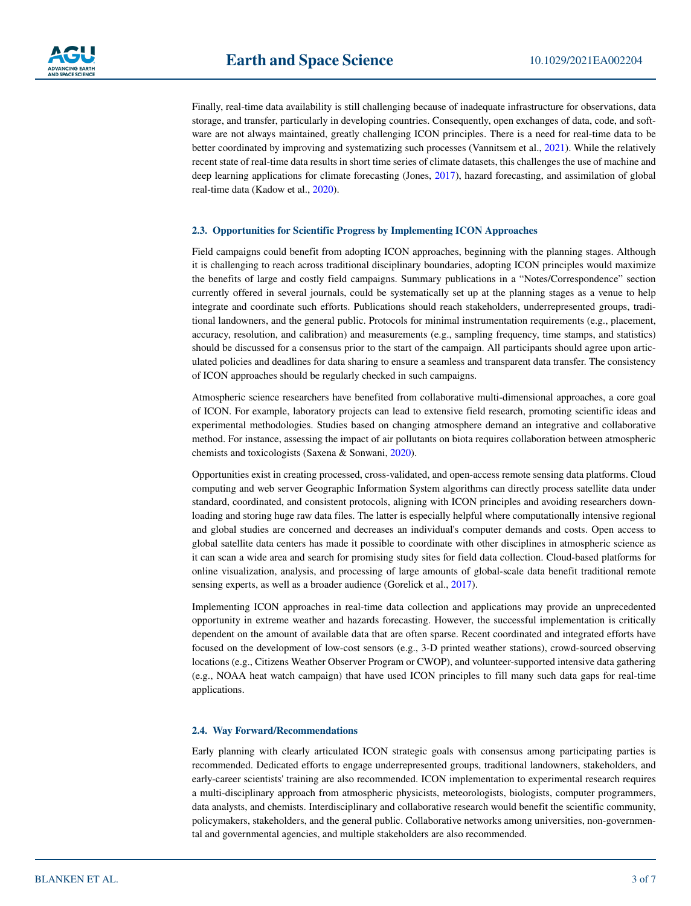Finally, real-time data availability is still challenging because of inadequate infrastructure for observations, data storage, and transfer, particularly in developing countries. Consequently, open exchanges of data, code, and software are not always maintained, greatly challenging ICON principles. There is a need for real-time data to be better coordinated by improving and systematizing such processes (Vannitsem et al., 2021). While the relatively recent state of real-time data results in short time series of climate datasets, this challenges the use of machine and deep learning applications for climate forecasting (Jones, 2017), hazard forecasting, and assimilation of global real-time data (Kadow et al., 2020).

### 2.3. Opportunities for Scientific Progress by Implementing ICON Approaches

Field campaigns could benefit from adopting ICON approaches, beginning with the planning stages. Although it is challenging to reach across traditional disciplinary boundaries, adopting ICON principles would maximize the benefits of large and costly field campaigns. Summary publications in a "Notes/Correspondence" section currently offered in several journals, could be systematically set up at the planning stages as a venue to help integrate and coordinate such efforts. Publications should reach stakeholders, underrepresented groups, traditional landowners, and the general public. Protocols for minimal instrumentation requirements (e.g., placement, accuracy, resolution, and calibration) and measurements (e.g., sampling frequency, time stamps, and statistics) should be discussed for a consensus prior to the start of the campaign. All participants should agree upon articulated policies and deadlines for data sharing to ensure a seamless and transparent data transfer. The consistency of ICON approaches should be regularly checked in such campaigns.

Atmospheric science researchers have benefited from collaborative multi-dimensional approaches, a core goal of ICON. For example, laboratory projects can lead to extensive field research, promoting scientific ideas and experimental methodologies. Studies based on changing atmosphere demand an integrative and collaborative method. For instance, assessing the impact of air pollutants on biota requires collaboration between atmospheric chemists and toxicologists (Saxena & Sonwani, 2020).

Opportunities exist in creating processed, cross-validated, and open-access remote sensing data platforms. Cloud computing and web server Geographic Information System algorithms can directly process satellite data under standard, coordinated, and consistent protocols, aligning with ICON principles and avoiding researchers downloading and storing huge raw data files. The latter is especially helpful where computationally intensive regional and global studies are concerned and decreases an individual's computer demands and costs. Open access to global satellite data centers has made it possible to coordinate with other disciplines in atmospheric science as it can scan a wide area and search for promising study sites for field data collection. Cloud-based platforms for online visualization, analysis, and processing of large amounts of global-scale data benefit traditional remote sensing experts, as well as a broader audience (Gorelick et al., 2017).

Implementing ICON approaches in real-time data collection and applications may provide an unprecedented opportunity in extreme weather and hazards forecasting. However, the successful implementation is critically dependent on the amount of available data that are often sparse. Recent coordinated and integrated efforts have focused on the development of low-cost sensors (e.g., 3-D printed weather stations), crowd-sourced observing locations (e.g., Citizens Weather Observer Program or CWOP), and volunteer-supported intensive data gathering (e.g., NOAA heat watch campaign) that have used ICON principles to fill many such data gaps for real-time applications.

### 2.4. Way Forward/Recommendations

Early planning with clearly articulated ICON strategic goals with consensus among participating parties is recommended. Dedicated efforts to engage underrepresented groups, traditional landowners, stakeholders, and early-career scientists' training are also recommended. ICON implementation to experimental research requires a multi-disciplinary approach from atmospheric physicists, meteorologists, biologists, computer programmers, data analysts, and chemists. Interdisciplinary and collaborative research would benefit the scientific community, policymakers, stakeholders, and the general public. Collaborative networks among universities, non-governmental and governmental agencies, and multiple stakeholders are also recommended.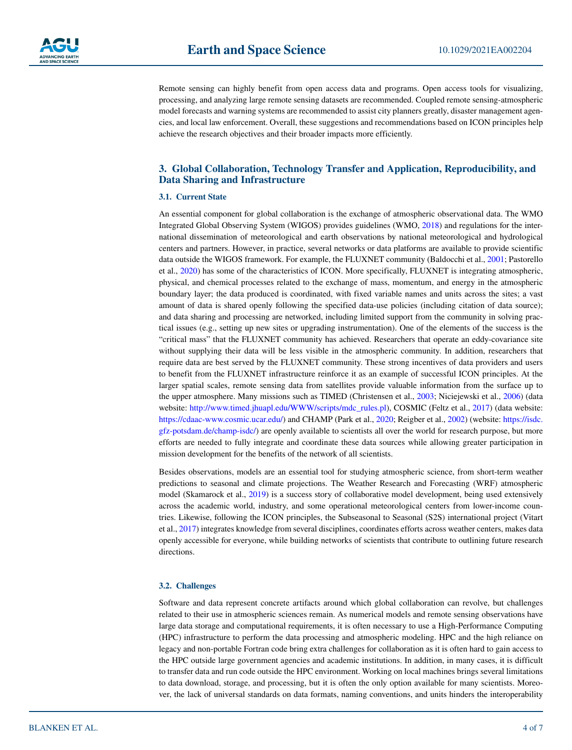Remote sensing can highly benefit from open access data and programs. Open access tools for visualizing, processing, and analyzing large remote sensing datasets are recommended. Coupled remote sensing-atmospheric model forecasts and warning systems are recommended to assist city planners greatly, disaster management agencies, and local law enforcement. Overall, these suggestions and recommendations based on ICON principles help achieve the research objectives and their broader impacts more efficiently.

## 3. Global Collaboration, Technology Transfer and Application, Reproducibility, and Data Sharing and Infrastructure

### 3.1. Current State

An essential component for global collaboration is the exchange of atmospheric observational data. The WMO Integrated Global Observing System (WIGOS) provides guidelines (WMO, 2018) and regulations for the international dissemination of meteorological and earth observations by national meteorological and hydrological centers and partners. However, in practice, several networks or data platforms are available to provide scientific data outside the WIGOS framework. For example, the FLUXNET community (Baldocchi et al., 2001; Pastorello et al., 2020) has some of the characteristics of ICON. More specifically, FLUXNET is integrating atmospheric, physical, and chemical processes related to the exchange of mass, momentum, and energy in the atmospheric boundary layer; the data produced is coordinated, with fixed variable names and units across the sites; a vast amount of data is shared openly following the specified data-use policies (including citation of data source); and data sharing and processing are networked, including limited support from the community in solving practical issues (e.g., setting up new sites or upgrading instrumentation). One of the elements of the success is the "critical mass" that the FLUXNET community has achieved. Researchers that operate an eddy-covariance site without supplying their data will be less visible in the atmospheric community. In addition, researchers that require data are best served by the FLUXNET community. These strong incentives of data providers and users to benefit from the FLUXNET infrastructure reinforce it as an example of successful ICON principles. At the larger spatial scales, remote sensing data from satellites provide valuable information from the surface up to the upper atmosphere. Many missions such as TIMED (Christensen et al., 2003; Niciejewski et al., 2006) (data website: http://www.timed.jhuapl.edu/WWW/scripts/mdc_rules.pl), COSMIC (Feltz et al., 2017) (data website: https://cdaac-www.cosmic.ucar.edu/) and CHAMP (Park et al., 2020; Reigber et al., 2002) (website: https://isdc.gfz-potsdam.de/champ-isdc/) are openly available to scientists all over the world for research purpose, but more efforts are needed to fully integrate and coordinate these data sources while allowing greater participation in mission development for the benefits of the network of all scientists.

Besides observations, models are an essential tool for studying atmospheric science, from short-term weather predictions to seasonal and climate projections. The Weather Research and Forecasting (WRF) atmospheric model (Skamarock et al., 2019) is a success story of collaborative model development, being used extensively across the academic world, industry, and some operational meteorological centers from lower-income countries. Likewise, following the ICON principles, the Subseasonal to Seasonal (S2S) international project (Vitart et al., 2017) integrates knowledge from several disciplines, coordinates efforts across weather centers, makes data openly accessible for everyone, while building networks of scientists that contribute to outlining future research directions.

### 3.2. Challenges

Software and data represent concrete artifacts around which global collaboration can revolve, but challenges related to their use in atmospheric sciences remain. As numerical models and remote sensing observations have large data storage and computational requirements, it is often necessary to use a High-Performance Computing (HPC) infrastructure to perform the data processing and atmospheric modeling. HPC and the high reliance on legacy and non-portable Fortran code bring extra challenges for collaboration as it is often hard to gain access to the HPC outside large government agencies and academic institutions. In addition, in many cases, it is difficult to transfer data and run code outside the HPC environment. Working on local machines brings several limitations to data download, storage, and processing, but it is often the only option available for many scientists. Moreover, the lack of universal standards on data formats, naming conventions, and units hinders the interoperability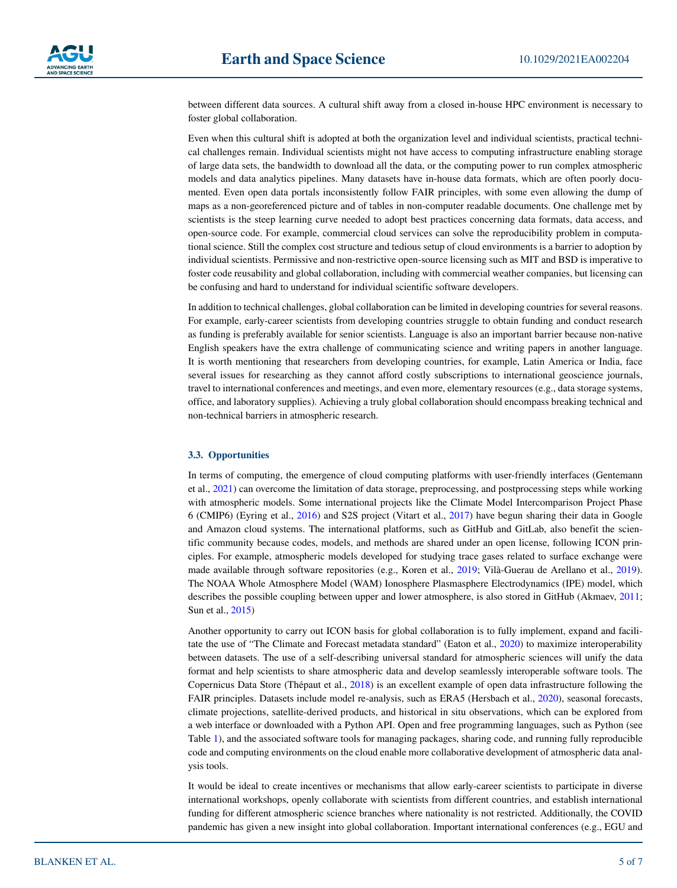between different data sources. A cultural shift away from a closed in-house HPC environment is necessary to foster global collaboration.

Even when this cultural shift is adopted at both the organization level and individual scientists, practical technical challenges remain. Individual scientists might not have access to computing infrastructure enabling storage of large data sets, the bandwidth to download all the data, or the computing power to run complex atmospheric models and data analytics pipelines. Many datasets have in-house data formats, which are often poorly documented. Even open data portals inconsistently follow FAIR principles, with some even allowing the dump of maps as a non-georeferenced picture and of tables in non-computer readable documents. One challenge met by scientists is the steep learning curve needed to adopt best practices concerning data formats, data access, and open-source code. For example, commercial cloud services can solve the reproducibility problem in computational science. Still the complex cost structure and tedious setup of cloud environments is a barrier to adoption by individual scientists. Permissive and non-restrictive open-source licensing such as MIT and BSD is imperative to foster code reusability and global collaboration, including with commercial weather companies, but licensing can be confusing and hard to understand for individual scientific software developers.

In addition to technical challenges, global collaboration can be limited in developing countries for several reasons. For example, early-career scientists from developing countries struggle to obtain funding and conduct research as funding is preferably available for senior scientists. Language is also an important barrier because non-native English speakers have the extra challenge of communicating science and writing papers in another language. It is worth mentioning that researchers from developing countries, for example, Latin America or India, face several issues for researching as they cannot afford costly subscriptions to international geoscience journals, travel to international conferences and meetings, and even more, elementary resources (e.g., data storage systems, office, and laboratory supplies). Achieving a truly global collaboration should encompass breaking technical and non-technical barriers in atmospheric research.

### 3.3. Opportunities

In terms of computing, the emergence of cloud computing platforms with user-friendly interfaces (Gentemann et al., 2021) can overcome the limitation of data storage, preprocessing, and postprocessing steps while working with atmospheric models. Some international projects like the Climate Model Intercomparison Project Phase 6 (CMIP6) (Eyring et al., 2016) and S2S project (Vitart et al., 2017) have begun sharing their data in Google and Amazon cloud systems. The international platforms, such as GitHub and GitLab, also benefit the scientific community because codes, models, and methods are shared under an open license, following ICON principles. For example, atmospheric models developed for studying trace gases related to surface exchange were made available through software repositories (e.g., Koren et al., 2019; Vilà-Guerau de Arellano et al., 2019). The NOAA Whole Atmosphere Model (WAM) Ionosphere Plasmasphere Electrodynamics (IPE) model, which describes the possible coupling between upper and lower atmosphere, is also stored in GitHub (Akmaev, 2011; Sun et al., 2015)

Another opportunity to carry out ICON basis for global collaboration is to fully implement, expand and facilitate the use of "The Climate and Forecast metadata standard" (Eaton et al., 2020) to maximize interoperability between datasets. The use of a self-describing universal standard for atmospheric sciences will unify the data format and help scientists to share atmospheric data and develop seamlessly interoperable software tools. The Copernicus Data Store (Thépaut et al., 2018) is an excellent example of open data infrastructure following the FAIR principles. Datasets include model re-analysis, such as ERA5 (Hersbach et al., 2020), seasonal forecasts, climate projections, satellite-derived products, and historical in situ observations, which can be explored from a web interface or downloaded with a Python API. Open and free programming languages, such as Python (see Table 1), and the associated software tools for managing packages, sharing code, and running fully reproducible code and computing environments on the cloud enable more collaborative development of atmospheric data analysis tools.

It would be ideal to create incentives or mechanisms that allow early-career scientists to participate in diverse international workshops, openly collaborate with scientists from different countries, and establish international funding for different atmospheric science branches where nationality is not restricted. Additionally, the COVID pandemic has given a new insight into global collaboration. Important international conferences (e.g., EGU and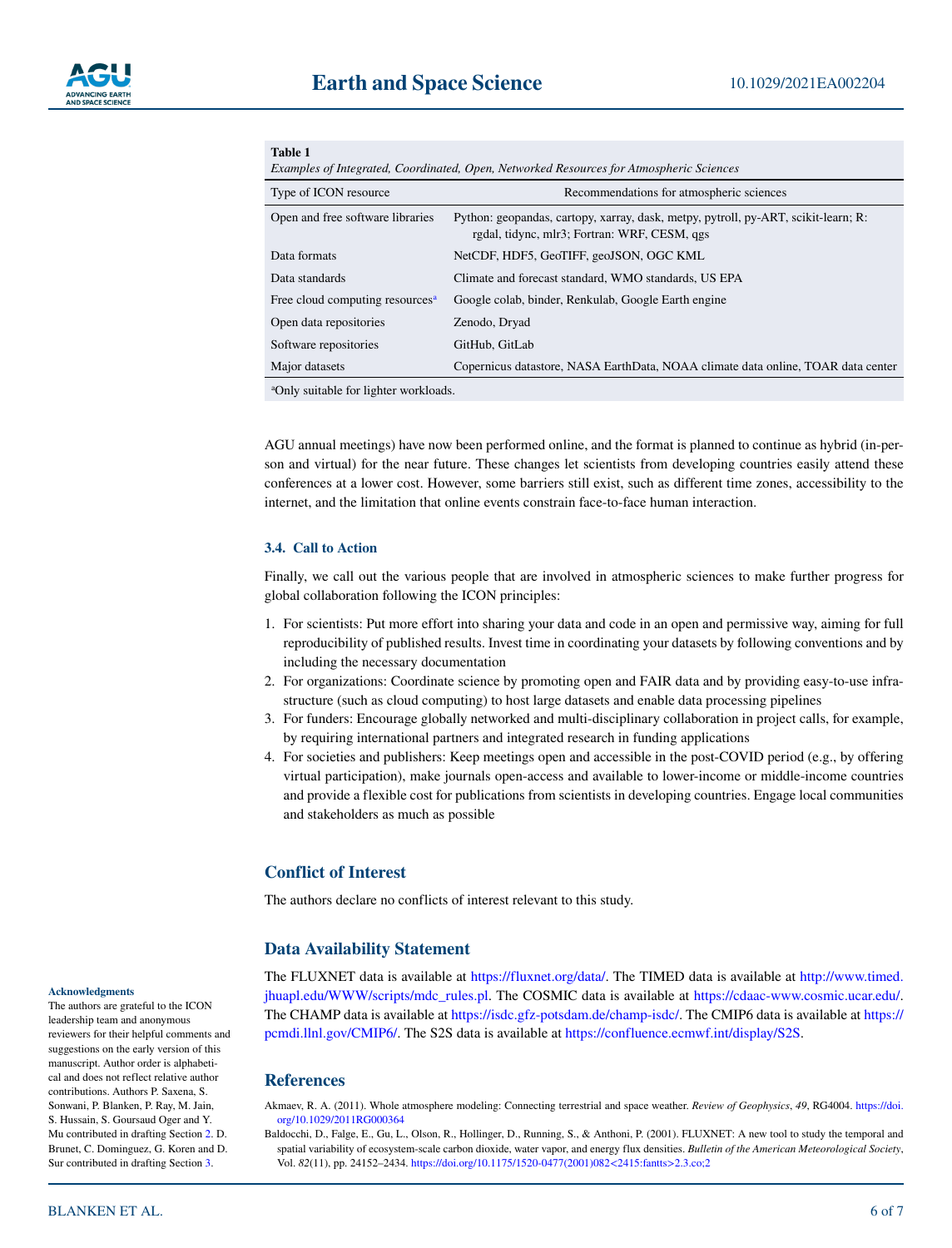**Table 1**
*Examples of Integrated, Coordinated, Open, Networked Resources for Atmospheric Sciences*

| Type of ICON resource | Recommendations for atmospheric sciences |
|---|---|
| Open and free software libraries | Python: geopandas, cartopy, xarray, dask, metpy, pytroll, py-ART, scikit-learn; R: rgdal, tidync, mlr3; Fortran: WRF, CESM, qgs |
| Data formats | NetCDF, HDF5, GeoTIFF, geoJSON, OGC KML |
| Data standards | Climate and forecast standard, WMO standards, US EPA |
| Free cloud computing resources[a] | Google colab, binder, Renkulab, Google Earth engine |
| Open data repositories | Zenodo, Dryad |
| Software repositories | GitHub, GitLab |
| Major datasets | Copernicus datastore, NASA EarthData, NOAA climate data online, TOAR data center |

[a]Only suitable for lighter workloads.

AGU annual meetings) have now been performed online, and the format is planned to continue as hybrid (in-person and virtual) for the near future. These changes let scientists from developing countries easily attend these conferences at a lower cost. However, some barriers still exist, such as different time zones, accessibility to the internet, and the limitation that online events constrain face-to-face human interaction.

### 3.4. Call to Action

Finally, we call out the various people that are involved in atmospheric sciences to make further progress for global collaboration following the ICON principles:

1. For scientists: Put more effort into sharing your data and code in an open and permissive way, aiming for full reproducibility of published results. Invest time in coordinating your datasets by following conventions and by including the necessary documentation
2. For organizations: Coordinate science by promoting open and FAIR data and by providing easy-to-use infrastructure (such as cloud computing) to host large datasets and enable data processing pipelines
3. For funders: Encourage globally networked and multi-disciplinary collaboration in project calls, for example, by requiring international partners and integrated research in funding applications
4. For societies and publishers: Keep meetings open and accessible in the post-COVID period (e.g., by offering virtual participation), make journals open-access and available to lower-income or middle-income countries and provide a flexible cost for publications from scientists in developing countries. Engage local communities and stakeholders as much as possible

## Conflict of Interest

The authors declare no conflicts of interest relevant to this study.

## Data Availability Statement

The FLUXNET data is available at https://fluxnet.org/data/. The TIMED data is available at http://www.timed.jhuapl.edu/WWW/scripts/mdc_rules.pl. The COSMIC data is available at https://cdaac-www.cosmic.ucar.edu/. The CHAMP data is available at https://isdc.gfz-potsdam.de/champ-isdc/. The CMIP6 data is available at https://pcmdi.llnl.gov/CMIP6/. The S2S data is available at https://confluence.ecmwf.int/display/S2S.

#### Acknowledgments

The authors are grateful to the ICON leadership team and anonymous reviewers for their helpful comments and suggestions on the early version of this manuscript. Author order is alphabetical and does not reflect relative author contributions. Authors P. Saxena, S. Sonwani, P. Blanken, P. Ray, M. Jain, S. Hussain, S. Goursaud Oger and Y. Mu contributed in drafting Section 2. D. Brunet, C. Dominguez, G. Koren and D. Sur contributed in drafting Section 3.

## References

Akmaev, R. A. (2011). Whole atmosphere modeling: Connecting terrestrial and space weather. *Review of Geophysics*, *49*, RG4004. https://doi.org/10.1029/2011RG000364

Baldocchi, D., Falge, E., Gu, L., Olson, R., Hollinger, D., Running, S., & Anthoni, P. (2001). FLUXNET: A new tool to study the temporal and spatial variability of ecosystem-scale carbon dioxide, water vapor, and energy flux densities. *Bulletin of the American Meteorological Society*, Vol. *82*(11), pp. 24152–2434. https://doi.org/10.1175/1520-0477(2001)082<2415:fantts>2.3.co;2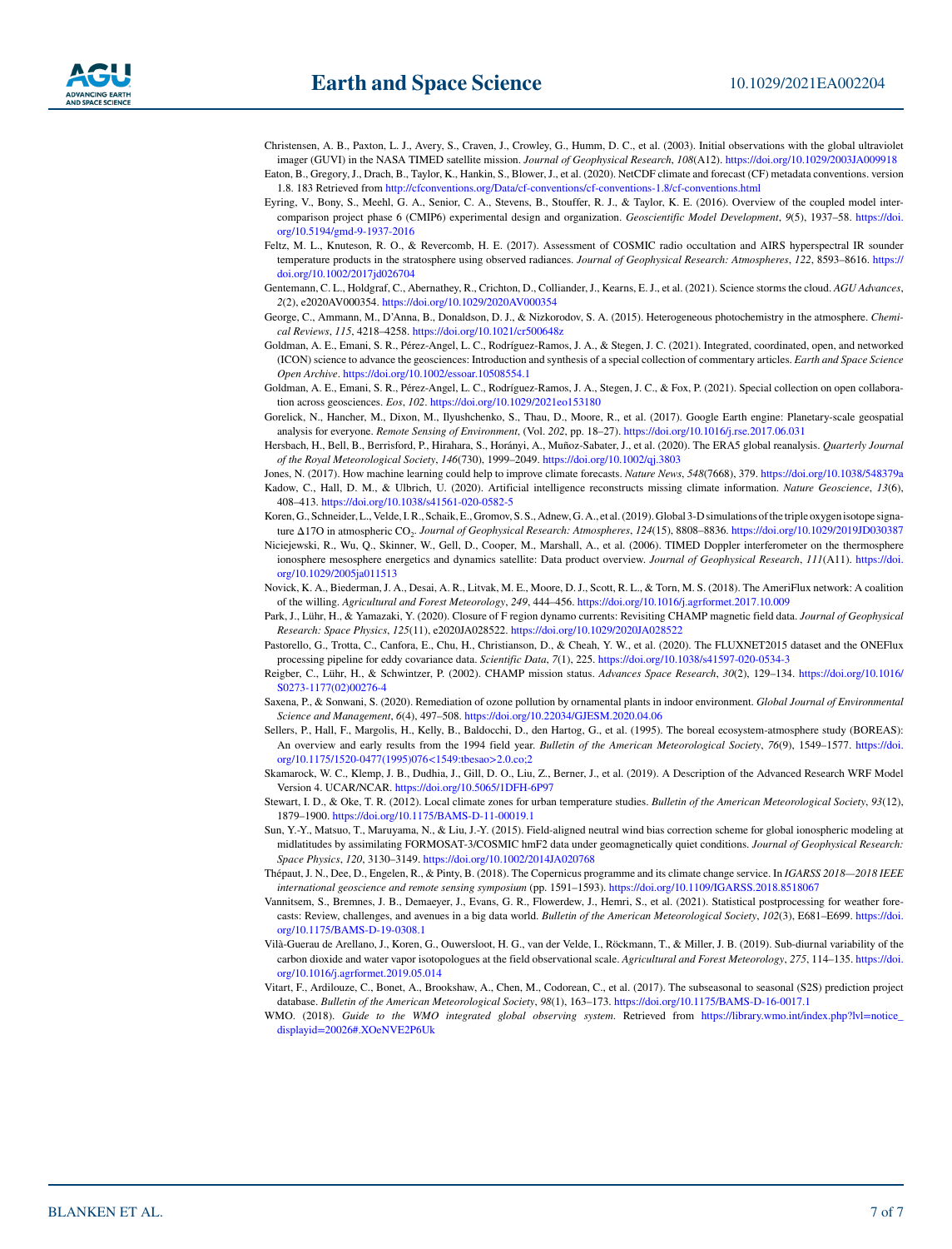Christensen, A. B., Paxton, L. J., Avery, S., Craven, J., Crowley, G., Humm, D. C., et al. (2003). Initial observations with the global ultraviolet imager (GUVI) in the NASA TIMED satellite mission. *Journal of Geophysical Research*, *108*(A12). https://doi.org/10.1029/2003JA009918

Eaton, B., Gregory, J., Drach, B., Taylor, K., Hankin, S., Blower, J., et al. (2020). NetCDF climate and forecast (CF) metadata conventions. version 1.8. 183 Retrieved from http://cfconventions.org/Data/cf-conventions/cf-conventions-1.8/cf-conventions.html

Eyring, V., Bony, S., Meehl, G. A., Senior, C. A., Stevens, B., Stouffer, R. J., & Taylor, K. E. (2016). Overview of the coupled model intercomparison project phase 6 (CMIP6) experimental design and organization. *Geoscientific Model Development*, *9*(5), 1937–58. https://doi.org/10.5194/gmd-9-1937-2016

Feltz, M. L., Knuteson, R. O., & Revercomb, H. E. (2017). Assessment of COSMIC radio occultation and AIRS hyperspectral IR sounder temperature products in the stratosphere using observed radiances. *Journal of Geophysical Research: Atmospheres*, *122*, 8593–8616. https://doi.org/10.1002/2017jd026704

Gentemann, C. L., Holdgraf, C., Abernathey, R., Crichton, D., Colliander, J., Kearns, E. J., et al. (2021). Science storms the cloud. *AGU Advances*, *2*(2), e2020AV000354. https://doi.org/10.1029/2020AV000354

George, C., Ammann, M., D'Anna, B., Donaldson, D. J., & Nizkorodov, S. A. (2015). Heterogeneous photochemistry in the atmosphere. *Chemical Reviews*, *115*, 4218–4258. https://doi.org/10.1021/cr500648z

Goldman, A. E., Emani, S. R., Pérez-Angel, L. C., Rodríguez-Ramos, J. A., & Stegen, J. C. (2021). Integrated, coordinated, open, and networked (ICON) science to advance the geosciences: Introduction and synthesis of a special collection of commentary articles. *Earth and Space Science Open Archive*. https://doi.org/10.1002/essoar.10508554.1

Goldman, A. E., Emani, S. R., Pérez-Angel, L. C., Rodríguez-Ramos, J. A., Stegen, J. C., & Fox, P. (2021). Special collection on open collaboration across geosciences. *Eos*, *102*. https://doi.org/10.1029/2021eo153180

Gorelick, N., Hancher, M., Dixon, M., Ilyushchenko, S., Thau, D., Moore, R., et al. (2017). Google Earth engine: Planetary-scale geospatial analysis for everyone. *Remote Sensing of Environment*, (Vol. *202*, pp. 18–27). https://doi.org/10.1016/j.rse.2017.06.031

Hersbach, H., Bell, B., Berrisford, P., Hirahara, S., Horányi, A., Muñoz-Sabater, J., et al. (2020). The ERA5 global reanalysis. *Quarterly Journal of the Royal Meteorological Society*, *146*(730), 1999–2049. https://doi.org/10.1002/qj.3803

Jones, N. (2017). How machine learning could help to improve climate forecasts. *Nature News*, *548*(7668), 379. https://doi.org/10.1038/548379a

Kadow, C., Hall, D. M., & Ulbrich, U. (2020). Artificial intelligence reconstructs missing climate information. *Nature Geoscience*, *13*(6), 408–413. https://doi.org/10.1038/s41561-020-0582-5

Koren, G., Schneider, L., Velde, I. R., Schaik, E., Gromov, S. S., Adnew, G. A., et al. (2019). Global 3-D simulations of the triple oxygen isotope signature Δ17O in atmospheric $CO_2$. *Journal of Geophysical Research: Atmospheres*, *124*(15), 8808–8836. https://doi.org/10.1029/2019JD030387

Niciejewski, R., Wu, Q., Skinner, W., Gell, D., Cooper, M., Marshall, A., et al. (2006). TIMED Doppler interferometer on the thermosphere ionosphere mesosphere energetics and dynamics satellite: Data product overview. *Journal of Geophysical Research*, *111*(A11). https://doi.org/10.1029/2005ja011513

Novick, K. A., Biederman, J. A., Desai, A. R., Litvak, M. E., Moore, D. J., Scott, R. L., & Torn, M. S. (2018). The AmeriFlux network: A coalition of the willing. *Agricultural and Forest Meteorology*, *249*, 444–456. https://doi.org/10.1016/j.agrformet.2017.10.009

Park, J., Lühr, H., & Yamazaki, Y. (2020). Closure of F region dynamo currents: Revisiting CHAMP magnetic field data. *Journal of Geophysical Research: Space Physics*, *125*(11), e2020JA028522. https://doi.org/10.1029/2020JA028522

Pastorello, G., Trotta, C., Canfora, E., Chu, H., Christianson, D., & Cheah, Y. W., et al. (2020). The FLUXNET2015 dataset and the ONEFlux processing pipeline for eddy covariance data. *Scientific Data*, *7*(1), 225. https://doi.org/10.1038/s41597-020-0534-3

Reigber, C., Lühr, H., & Schwintzer, P. (2002). CHAMP mission status. *Advances Space Research*, *30*(2), 129–134. https://doi.org/10.1016/S0273-1177(02)00276-4

Saxena, P., & Sonwani, S. (2020). Remediation of ozone pollution by ornamental plants in indoor environment. *Global Journal of Environmental Science and Management*, *6*(4), 497–508. https://doi.org/10.22034/GJESM.2020.04.06

Sellers, P., Hall, F., Margolis, H., Kelly, B., Baldocchi, D., den Hartog, G., et al. (1995). The boreal ecosystem-atmosphere study (BOREAS): An overview and early results from the 1994 field year. *Bulletin of the American Meteorological Society*, *76*(9), 1549–1577. https://doi.org/10.1175/1520-0477(1995)076<1549:tbesao>2.0.co;2

Skamarock, W. C., Klemp, J. B., Dudhia, J., Gill, D. O., Liu, Z., Berner, J., et al. (2019). A Description of the Advanced Research WRF Model Version 4. UCAR/NCAR. https://doi.org/10.5065/1DFH-6P97

Stewart, I. D., & Oke, T. R. (2012). Local climate zones for urban temperature studies. *Bulletin of the American Meteorological Society*, *93*(12), 1879–1900. https://doi.org/10.1175/BAMS-D-11-00019.1

Sun, Y.-Y., Matsuo, T., Maruyama, N., & Liu, J.-Y. (2015). Field-aligned neutral wind bias correction scheme for global ionospheric modeling at midlatitudes by assimilating FORMOSAT-3/COSMIC hmF2 data under geomagnetically quiet conditions. *Journal of Geophysical Research: Space Physics*, *120*, 3130–3149. https://doi.org/10.1002/2014JA020768

Thépaut, J. N., Dee, D., Engelen, R., & Pinty, B. (2018). The Copernicus programme and its climate change service. In *IGARSS 2018—2018 IEEE international geoscience and remote sensing symposium* (pp. 1591–1593). https://doi.org/10.1109/IGARSS.2018.8518067

Vannitsem, S., Bremnes, J. B., Demaeyer, J., Evans, G. R., Flowerdew, J., Hemri, S., et al. (2021). Statistical postprocessing for weather forecasts: Review, challenges, and avenues in a big data world. *Bulletin of the American Meteorological Society*, *102*(3), E681–E699. https://doi.org/10.1175/BAMS-D-19-0308.1

Vilà-Guerau de Arellano, J., Koren, G., Ouwersloot, H. G., van der Velde, I., Röckmann, T., & Miller, J. B. (2019). Sub-diurnal variability of the carbon dioxide and water vapor isotopologues at the field observational scale. *Agricultural and Forest Meteorology*, *275*, 114–135. https://doi.org/10.1016/j.agrformet.2019.05.014

Vitart, F., Ardilouze, C., Bonet, A., Brookshaw, A., Chen, M., Codorean, C., et al. (2017). The subseasonal to seasonal (S2S) prediction project database. *Bulletin of the American Meteorological Society*, *98*(1), 163–173. https://doi.org/10.1175/BAMS-D-16-0017.1

WMO. (2018). *Guide to the WMO integrated global observing system*. Retrieved from https://library.wmo.int/index.php?lvl=notice_display&id=20026#.XOeNVE2P6Uk